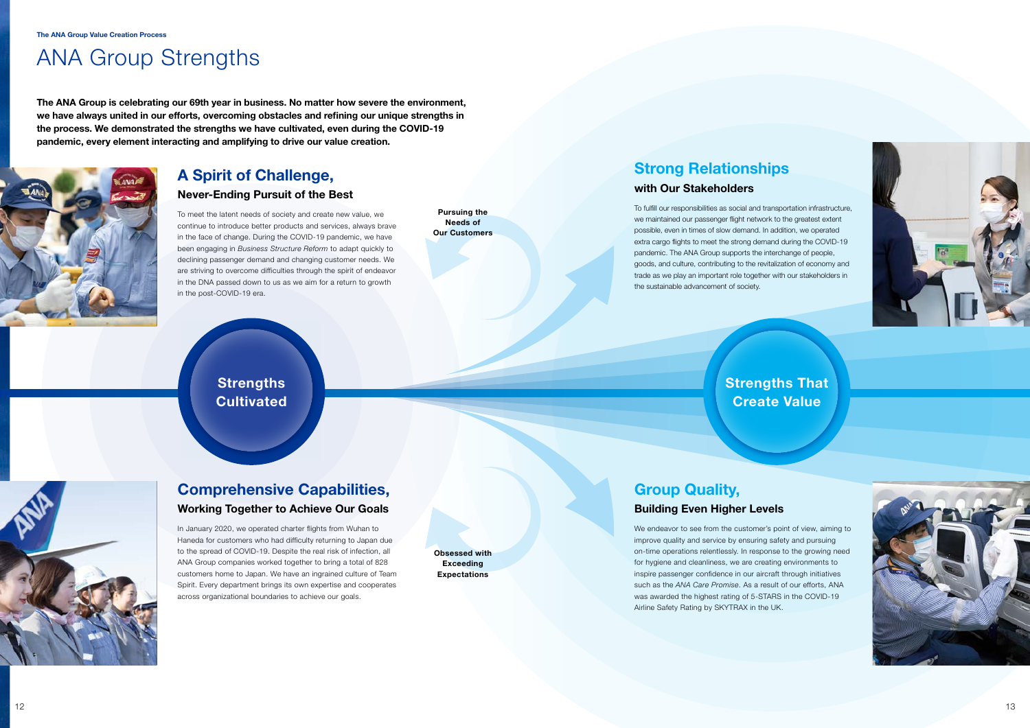The ANA Group Value Creation Process

# ANA Group Strengths

**The ANA Group is celebrating our 69th year in business. No matter how severe the environment, we have always united in our efforts, overcoming obstacles and refining our unique strengths in the process. We demonstrated the strengths we have cultivated, even during the COVID-19 pandemic, every element interacting and amplifying to drive our value creation.**

## A Spirit of Challenge,

### Never-Ending Pursuit of the Best

To meet the latent needs of society and create new value, we continue to introduce better products and services, always brave in the face of change. During the COVID-19 pandemic, we have been engaging in *Business Structure Reform* to adapt quickly to declining passenger demand and changing customer needs. We are striving to overcome difficulties through the spirit of endeavor in the DNA passed down to us as we aim for a return to growth in the post-COVID-19 era.

**Pursuing the Needs of Our Customers**

## Strong Relationships

### with Our Stakeholders

To fulfill our responsibilities as social and transportation infrastructure, we maintained our passenger flight network to the greatest extent possible, even in times of slow demand. In addition, we operated extra cargo flights to meet the strong demand during the COVID-19 pandemic. The ANA Group supports the interchange of people, goods, and culture, contributing to the revitalization of economy and trade as we play an important role together with our stakeholders in the sustainable advancement of society.

**Strengths Cultivated**

**Strengths That Create Value**

## Comprehensive Capabilities,

### Working Together to Achieve Our Goals

In January 2020, we operated charter flights from Wuhan to Haneda for customers who had difficulty returning to Japan due to the spread of COVID-19. Despite the real risk of infection, all ANA Group companies worked together to bring a total of 828 customers home to Japan. We have an ingrained culture of Team Spirit. Every department brings its own expertise and cooperates across organizational boundaries to achieve our goals.

**Obsessed with Exceeding Expectations**

## Group Quality,

### Building Even Higher Levels

We endeavor to see from the customer's point of view, aiming to improve quality and service by ensuring safety and pursuing on-time operations relentlessly. In response to the growing need for hygiene and cleanliness, we are creating environments to inspire passenger confidence in our aircraft through initiatives such as the *ANA Care Promise*. As a result of our efforts, ANA was awarded the highest rating of 5-STARS in the COVID-19 Airline Safety Rating by SKYTRAX in the UK.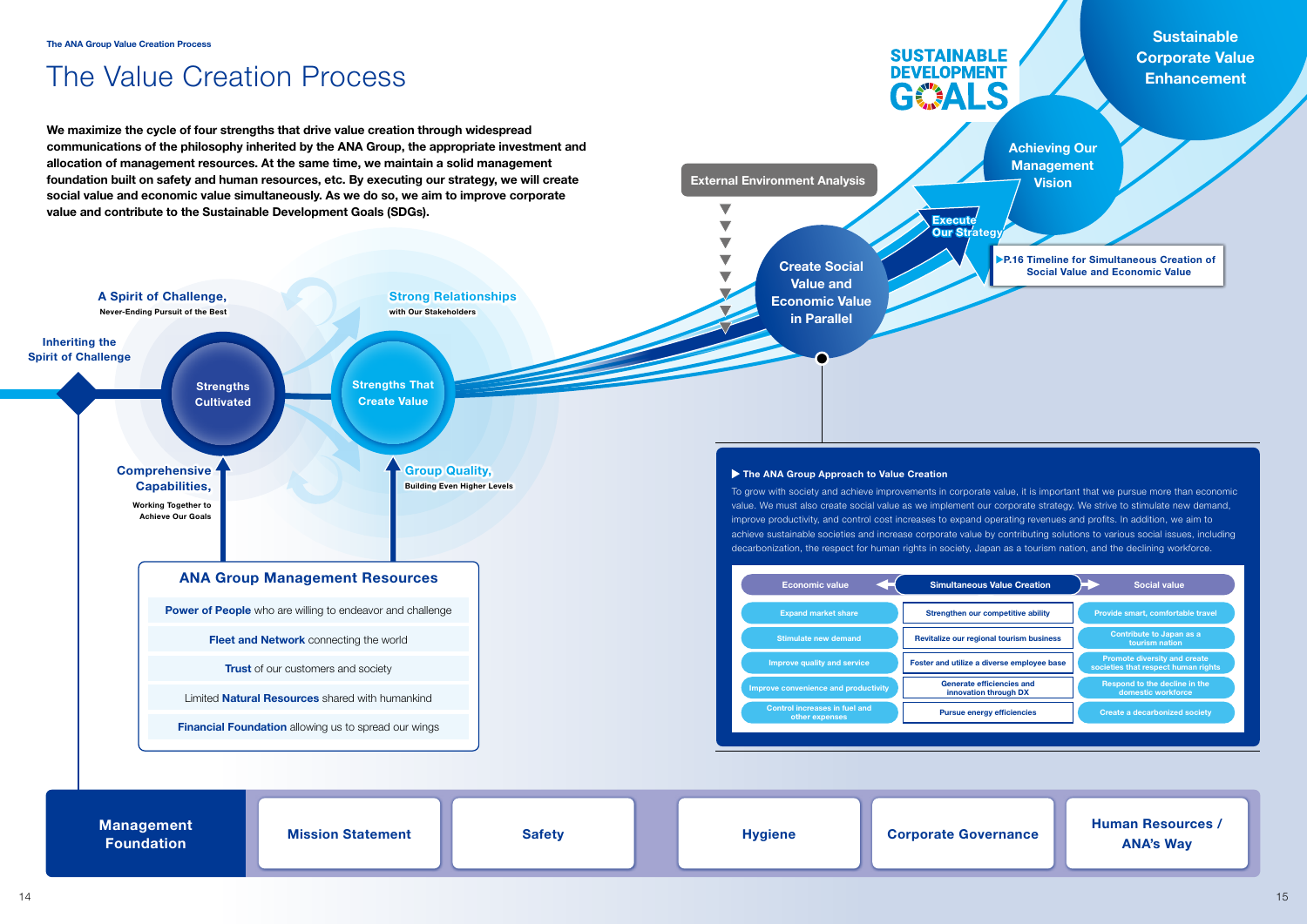The ANA Group Value Creation Process

# The Value Creation Process

**We maximize the cycle of four strengths that drive value creation through widespread communications of the philosophy inherited by the ANA Group, the appropriate investment and allocation of management resources. At the same time, we maintain a solid management foundation built on safety and human resources, etc. By executing our strategy, we will create social value and economic value simultaneously. As we do so, we aim to improve corporate value and contribute to the Sustainable Development Goals (SDGs).**

Inheriting the Spirit of Challenge

**A Spirit of Challenge,** Never-Ending Pursuit of the Best

**Strong Relationships** with Our Stakeholders

**Comprehensive Capabilities,** Working Together to Achieve Our Goals

**Group Quality,** Building Even Higher Levels

Strengths Cultivated

Strengths That Create Value

External Environment Analysis

Create Social Value and Economic Value in Parallel

Execute Our Strategy

Achieving Our Management Vision

Sustainable Corporate Value Enhancement

SUSTAINABLE DEVELOPMENT GOALS

▶P.16 Timeline for Simultaneous Creation of Social Value and Economic Value

## ANA Group Management Resources

- **Power of People** who are willing to endeavor and challenge
- **Fleet and Network** connecting the world
- **Trust** of our customers and society
- Limited **Natural Resources** shared with humankind
- **Financial Foundation** allowing us to spread our wings

### ▶ The ANA Group Approach to Value Creation

To grow with society and achieve improvements in corporate value, it is important that we pursue more than economic value. We must also create social value as we implement our corporate strategy. We strive to stimulate new demand, improve productivity, and control cost increases to expand operating revenues and profits. In addition, we aim to achieve sustainable societies and increase corporate value by contributing solutions to various social issues, including decarbonization, the respect for human rights in society, Japan as a tourism nation, and the declining workforce.

| Economic value | Simultaneous Value Creation | Social value |
|---|---|---|
| Expand market share | Strengthen our competitive ability | Provide smart, comfortable travel |
| Stimulate new demand | Revitalize our regional tourism business | Contribute to Japan as a tourism nation |
| Improve quality and service | Foster and utilize a diverse employee base | Promote diversity and create societies that respect human rights |
| Improve convenience and productivity | Generate efficiencies and innovation through DX | Respond to the decline in the domestic workforce |
| Control increases in fuel and other expenses | Pursue energy efficiencies | Create a decarbonized society |

**Management Foundation**

- Mission Statement
- Safety
- Hygiene
- Corporate Governance
- Human Resources / ANA's Way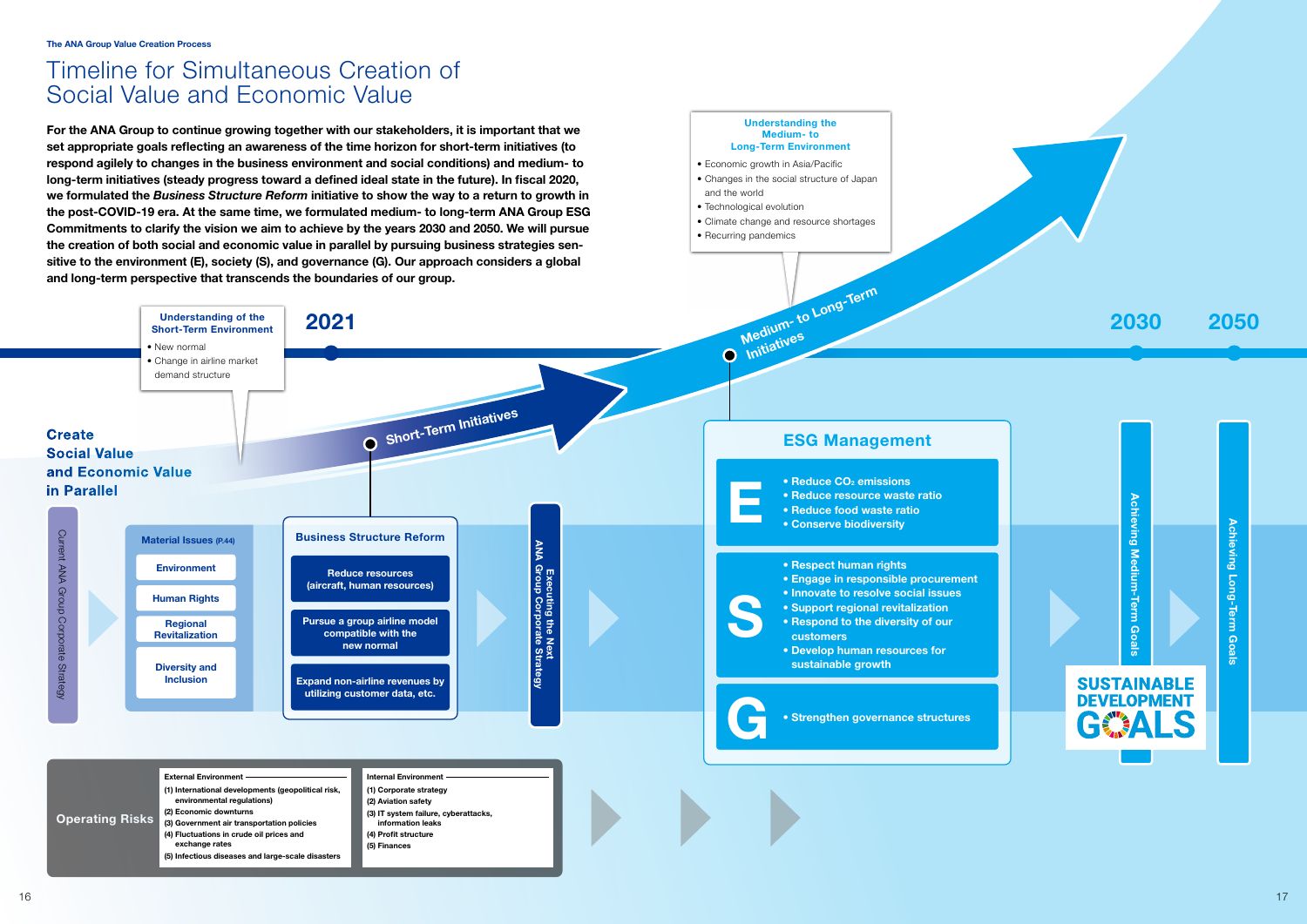The ANA Group Value Creation Process

# Timeline for Simultaneous Creation of Social Value and Economic Value

**For the ANA Group to continue growing together with our stakeholders, it is important that we set appropriate goals reflecting an awareness of the time horizon for short-term initiatives (to respond agilely to changes in the business environment and social conditions) and medium- to long-term initiatives (steady progress toward a defined ideal state in the future). In fiscal 2020, we formulated the *Business Structure Reform* initiative to show the way to a return to growth in the post-COVID-19 era. At the same time, we formulated medium- to long-term ANA Group ESG Commitments to clarify the vision we aim to achieve by the years 2030 and 2050. We will pursue the creation of both social and economic value in parallel by pursuing business strategies sensitive to the environment (E), society (S), and governance (G). Our approach considers a global and long-term perspective that transcends the boundaries of our group.**

**Understanding of the Short-Term Environment**

- New normal
- Change in airline market demand structure

**Understanding the Medium- to Long-Term Environment**

- Economic growth in Asia/Pacific
- Changes in the social structure of Japan and the world
- Technological evolution
- Climate change and resource shortages
- Recurring pandemics

**2021** — Short-Term Initiatives → Medium- to Long-Term Initiatives — **2030** — **2050**

**Create Social Value and Economic Value in Parallel**

Current ANA Group Corporate Strategy

**Material Issues** (P.44)

- Environment
- Human Rights
- Regional Revitalization
- Diversity and Inclusion

**Business Structure Reform**

- Reduce resources (aircraft, human resources)
- Pursue a group airline model compatible with the new normal
- Expand non-airline revenues by utilizing customer data, etc.

Executing the Next ANA Group Corporate Strategy

**ESG Management**

**E**
- Reduce $CO_2$ emissions
- Reduce resource waste ratio
- Reduce food waste ratio
- Conserve biodiversity

**S**
- Respect human rights
- Engage in responsible procurement
- Innovate to resolve social issues
- Support regional revitalization
- Respond to the diversity of our customers
- Develop human resources for sustainable growth

**G**
- Strengthen governance structures

Achieving Medium-Term Goals

SUSTAINABLE DEVELOPMENT GOALS

Achieving Long-Term Goals

**Operating Risks**

| External Environment | Internal Environment |
|---|---|
| (1) International developments (geopolitical risk, environmental regulations) | (1) Corporate strategy |
| (2) Economic downturns | (2) Aviation safety |
| (3) Government air transportation policies | (3) IT system failure, cyberattacks, information leaks |
| (4) Fluctuations in crude oil prices and exchange rates | (4) Profit structure |
| (5) Infectious diseases and large-scale disasters | (5) Finances |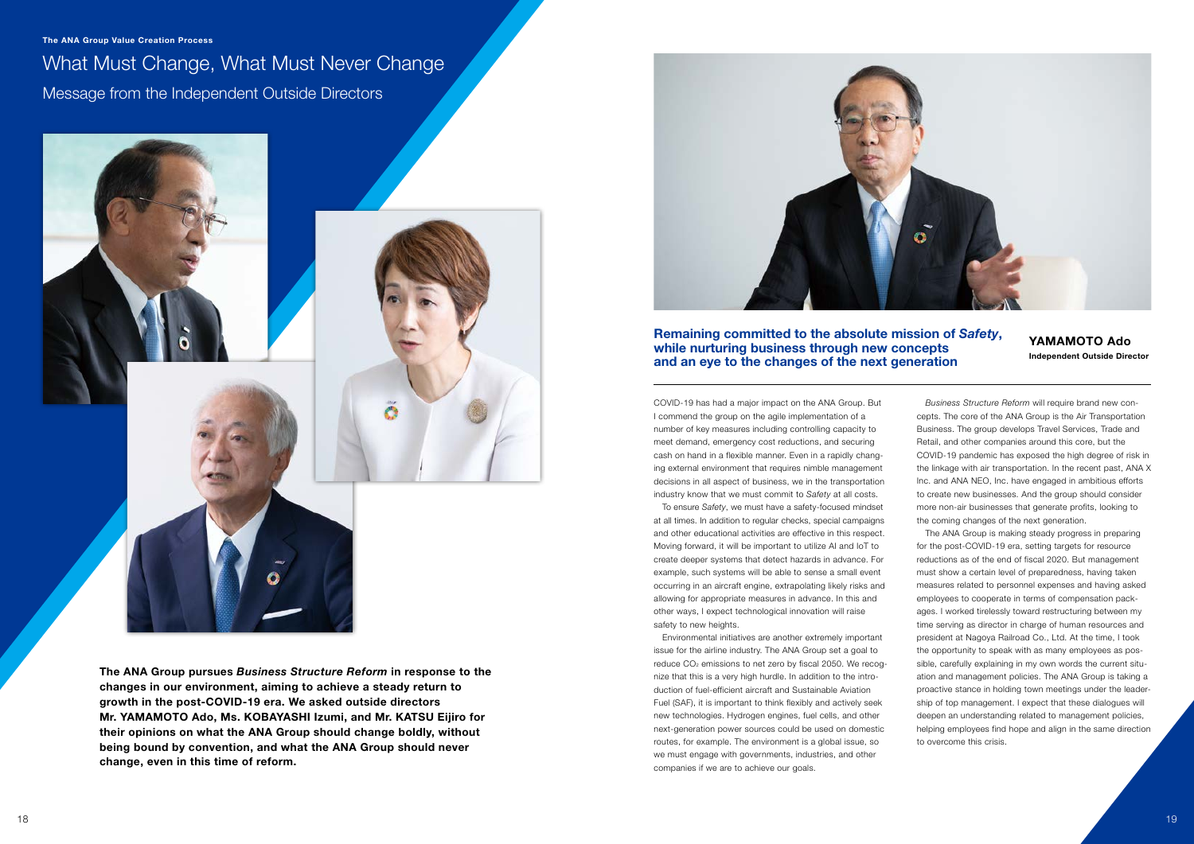The ANA Group Value Creation Process

# What Must Change, What Must Never Change

## Message from the Independent Outside Directors

**The ANA Group pursues *Business Structure Reform* in response to the changes in our environment, aiming to achieve a steady return to growth in the post-COVID-19 era. We asked outside directors Mr. YAMAMOTO Ado, Ms. KOBAYASHI Izumi, and Mr. KATSU Eijiro for their opinions on what the ANA Group should change boldly, without being bound by convention, and what the ANA Group should never change, even in this time of reform.**

### Remaining committed to the absolute mission of *Safety*, while nurturing business through new concepts and an eye to the changes of the next generation

**YAMAMOTO Ado**
**Independent Outside Director**

COVID-19 has had a major impact on the ANA Group. But I commend the group on the agile implementation of a number of key measures including controlling capacity to meet demand, emergency cost reductions, and securing cash on hand in a flexible manner. Even in a rapidly changing external environment that requires nimble management decisions in all aspect of business, we in the transportation industry know that we must commit to *Safety* at all costs.

To ensure *Safety*, we must have a safety-focused mindset at all times. In addition to regular checks, special campaigns and other educational activities are effective in this respect. Moving forward, it will be important to utilize AI and IoT to create deeper systems that detect hazards in advance. For example, such systems will be able to sense a small event occurring in an aircraft engine, extrapolating likely risks and allowing for appropriate measures in advance. In this and other ways, I expect technological innovation will raise safety to new heights.

Environmental initiatives are another extremely important issue for the airline industry. The ANA Group set a goal to reduce $CO_2$ emissions to net zero by fiscal 2050. We recognize that this is a very high hurdle. In addition to the introduction of fuel-efficient aircraft and Sustainable Aviation Fuel (SAF), it is important to think flexibly and actively seek new technologies. Hydrogen engines, fuel cells, and other next-generation power sources could be used on domestic routes, for example. The environment is a global issue, so we must engage with governments, industries, and other companies if we are to achieve our goals.

*Business Structure Reform* will require brand new concepts. The core of the ANA Group is the Air Transportation Business. The group develops Travel Services, Trade and Retail, and other companies around this core, but the COVID-19 pandemic has exposed the high degree of risk in the linkage with air transportation. In the recent past, ANA X Inc. and ANA NEO, Inc. have engaged in ambitious efforts to create new businesses. And the group should consider more non-air businesses that generate profits, looking to the coming changes of the next generation.

The ANA Group is making steady progress in preparing for the post-COVID-19 era, setting targets for resource reductions as of the end of fiscal 2020. But management must show a certain level of preparedness, having taken measures related to personnel expenses and having asked employees to cooperate in terms of compensation packages. I worked tirelessly toward restructuring between my time serving as director in charge of human resources and president at Nagoya Railroad Co., Ltd. At the time, I took the opportunity to speak with as many employees as possible, carefully explaining in my own words the current situation and management policies. The ANA Group is taking a proactive stance in holding town meetings under the leadership of top management. I expect that these dialogues will deepen an understanding related to management policies, helping employees find hope and align in the same direction to overcome this crisis.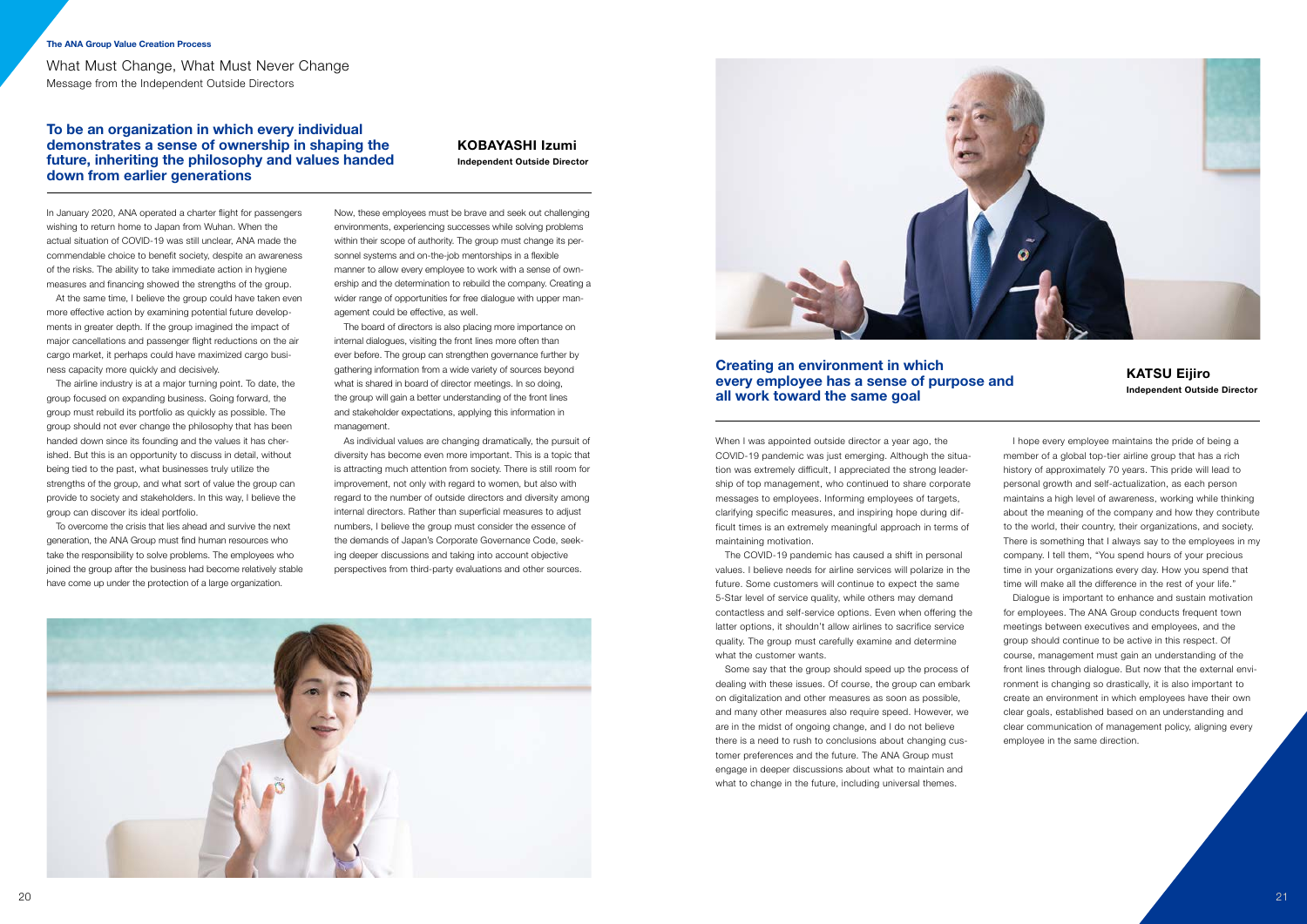# What Must Change, What Must Never Change

Message from the Independent Outside Directors

## To be an organization in which every individual demonstrates a sense of ownership in shaping the future, inheriting the philosophy and values handed down from earlier generations

**KOBAYASHI Izumi**
**Independent Outside Director**

In January 2020, ANA operated a charter flight for passengers wishing to return home to Japan from Wuhan. When the actual situation of COVID-19 was still unclear, ANA made the commendable choice to benefit society, despite an awareness of the risks. The ability to take immediate action in hygiene measures and financing showed the strengths of the group.

At the same time, I believe the group could have taken even more effective action by examining potential future developments in greater depth. If the group imagined the impact of major cancellations and passenger flight reductions on the air cargo market, it perhaps could have maximized cargo business capacity more quickly and decisively.

The airline industry is at a major turning point. To date, the group focused on expanding business. Going forward, the group must rebuild its portfolio as quickly as possible. The group should not ever change the philosophy that has been handed down since its founding and the values it has cherished. But this is an opportunity to discuss in detail, without being tied to the past, what businesses truly utilize the strengths of the group, and what sort of value the group can provide to society and stakeholders. In this way, I believe the group can discover its ideal portfolio.

To overcome the crisis that lies ahead and survive the next generation, the ANA Group must find human resources who take the responsibility to solve problems. The employees who joined the group after the business had become relatively stable have come up under the protection of a large organization.

Now, these employees must be brave and seek out challenging environments, experiencing successes while solving problems within their scope of authority. The group must change its personnel systems and on-the-job mentorships in a flexible manner to allow every employee to work with a sense of ownership and the determination to rebuild the company. Creating a wider range of opportunities for free dialogue with upper management could be effective, as well.

The board of directors is also placing more importance on internal dialogues, visiting the front lines more often than ever before. The group can strengthen governance further by gathering information from a wide variety of sources beyond what is shared in board of director meetings. In so doing, the group will gain a better understanding of the front lines and stakeholder expectations, applying this information in management.

As individual values are changing dramatically, the pursuit of diversity has become even more important. This is a topic that is attracting much attention from society. There is still room for improvement, not only with regard to women, but also with regard to the number of outside directors and diversity among internal directors. Rather than superficial measures to adjust numbers, I believe the group must consider the essence of the demands of Japan's Corporate Governance Code, seeking deeper discussions and taking into account objective perspectives from third-party evaluations and other sources.

## Creating an environment in which every employee has a sense of purpose and all work toward the same goal

**KATSU Eijiro**
**Independent Outside Director**

When I was appointed outside director a year ago, the COVID-19 pandemic was just emerging. Although the situation was extremely difficult, I appreciated the strong leadership of top management, who continued to share corporate messages to employees. Informing employees of targets, clarifying specific measures, and inspiring hope during difficult times is an extremely meaningful approach in terms of maintaining motivation.

The COVID-19 pandemic has caused a shift in personal values. I believe needs for airline services will polarize in the future. Some customers will continue to expect the same 5-Star level of service quality, while others may demand contactless and self-service options. Even when offering the latter options, it shouldn't allow airlines to sacrifice service quality. The group must carefully examine and determine what the customer wants.

Some say that the group should speed up the process of dealing with these issues. Of course, the group can embark on digitalization and other measures as soon as possible, and many other measures also require speed. However, we are in the midst of ongoing change, and I do not believe there is a need to rush to conclusions about changing customer preferences and the future. The ANA Group must engage in deeper discussions about what to maintain and what to change in the future, including universal themes.

I hope every employee maintains the pride of being a member of a global top-tier airline group that has a rich history of approximately 70 years. This pride will lead to personal growth and self-actualization, as each person maintains a high level of awareness, working while thinking about the meaning of the company and how they contribute to the world, their country, their organizations, and society. There is something that I always say to the employees in my company. I tell them, "You spend hours of your precious time in your organizations every day. How you spend that time will make all the difference in the rest of your life."

Dialogue is important to enhance and sustain motivation for employees. The ANA Group conducts frequent town meetings between executives and employees, and the group should continue to be active in this respect. Of course, management must gain an understanding of the front lines through dialogue. But now that the external environment is changing so drastically, it is also important to create an environment in which employees have their own clear goals, established based on an understanding and clear communication of management policy, aligning every employee in the same direction.